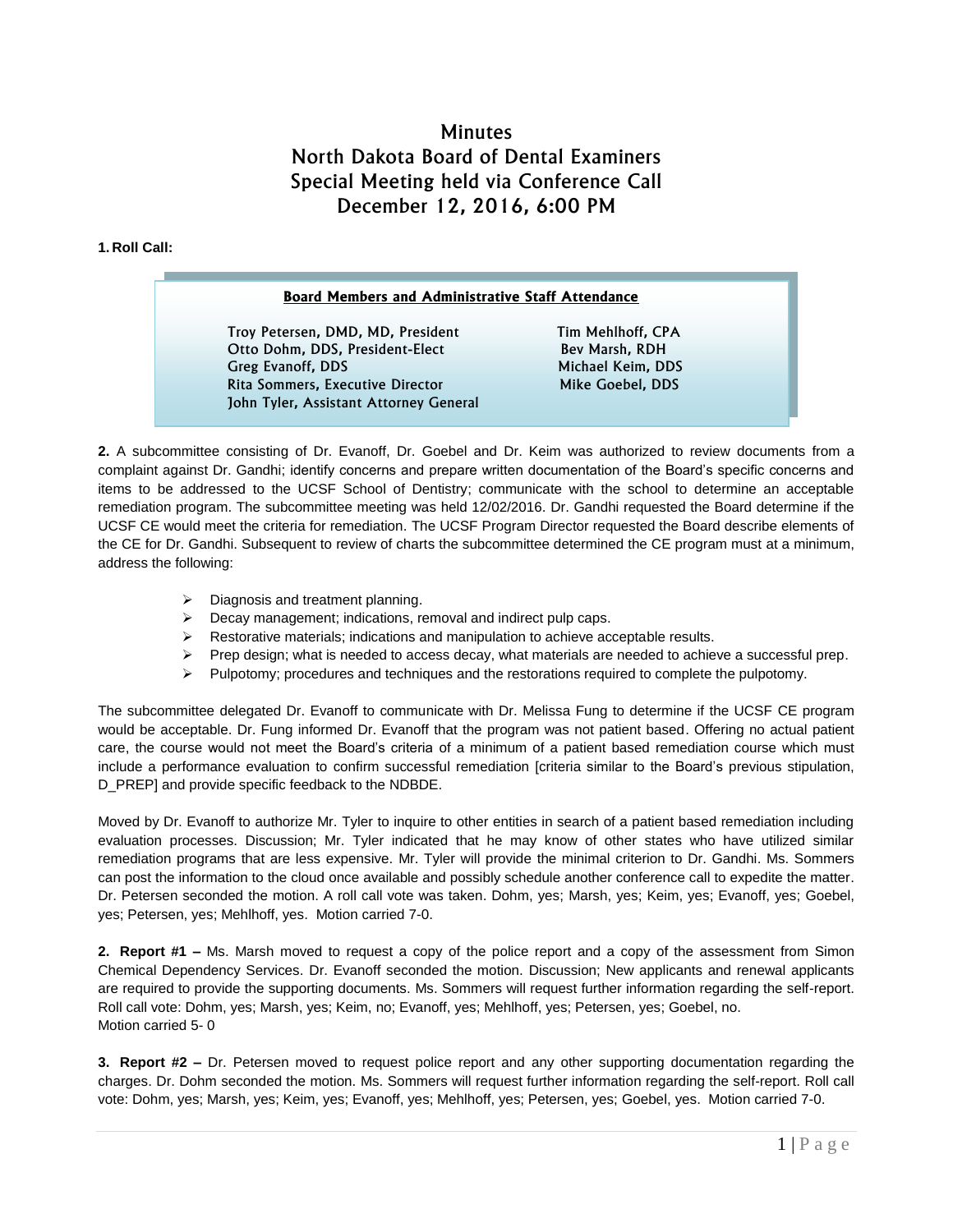# Minutes
# North Dakota Board of Dental Examiners
# Special Meeting held via Conference Call
# December 12, 2016, 6:00 PM

**1. Roll Call:**

**Board Members and Administrative Staff Attendance**

| | |
|---|---|
| Troy Petersen, DMD, MD, President | Tim Mehlhoff, CPA |
| Otto Dohm, DDS, President-Elect | Bev Marsh, RDH |
| Greg Evanoff, DDS | Michael Keim, DDS |
| Rita Sommers, Executive Director | Mike Goebel, DDS |
| John Tyler, Assistant Attorney General | |

**2.** A subcommittee consisting of Dr. Evanoff, Dr. Goebel and Dr. Keim was authorized to review documents from a complaint against Dr. Gandhi; identify concerns and prepare written documentation of the Board's specific concerns and items to be addressed to the UCSF School of Dentistry; communicate with the school to determine an acceptable remediation program. The subcommittee meeting was held 12/02/2016. Dr. Gandhi requested the Board determine if the UCSF CE would meet the criteria for remediation. The UCSF Program Director requested the Board describe elements of the CE for Dr. Gandhi. Subsequent to review of charts the subcommittee determined the CE program must at a minimum, address the following:

- Diagnosis and treatment planning.
- Decay management; indications, removal and indirect pulp caps.
- Restorative materials; indications and manipulation to achieve acceptable results.
- Prep design; what is needed to access decay, what materials are needed to achieve a successful prep.
- Pulpotomy; procedures and techniques and the restorations required to complete the pulpotomy.

The subcommittee delegated Dr. Evanoff to communicate with Dr. Melissa Fung to determine if the UCSF CE program would be acceptable. Dr. Fung informed Dr. Evanoff that the program was not patient based. Offering no actual patient care, the course would not meet the Board's criteria of a minimum of a patient based remediation course which must include a performance evaluation to confirm successful remediation [criteria similar to the Board's previous stipulation, D_PREP] and provide specific feedback to the NDBDE.

Moved by Dr. Evanoff to authorize Mr. Tyler to inquire to other entities in search of a patient based remediation including evaluation processes. Discussion; Mr. Tyler indicated that he may know of other states who have utilized similar remediation programs that are less expensive. Mr. Tyler will provide the minimal criterion to Dr. Gandhi. Ms. Sommers can post the information to the cloud once available and possibly schedule another conference call to expedite the matter. Dr. Petersen seconded the motion. A roll call vote was taken. Dohm, yes; Marsh, yes; Keim, yes; Evanoff, yes; Goebel, yes; Petersen, yes; Mehlhoff, yes. Motion carried 7-0.

**2. Report #1 –** Ms. Marsh moved to request a copy of the police report and a copy of the assessment from Simon Chemical Dependency Services. Dr. Evanoff seconded the motion. Discussion; New applicants and renewal applicants are required to provide the supporting documents. Ms. Sommers will request further information regarding the self-report. Roll call vote: Dohm, yes; Marsh, yes; Keim, no; Evanoff, yes; Mehlhoff, yes; Petersen, yes; Goebel, no.
Motion carried 5- 0

**3. Report #2 –** Dr. Petersen moved to request police report and any other supporting documentation regarding the charges. Dr. Dohm seconded the motion. Ms. Sommers will request further information regarding the self-report. Roll call vote: Dohm, yes; Marsh, yes; Keim, yes; Evanoff, yes; Mehlhoff, yes; Petersen, yes; Goebel, yes. Motion carried 7-0.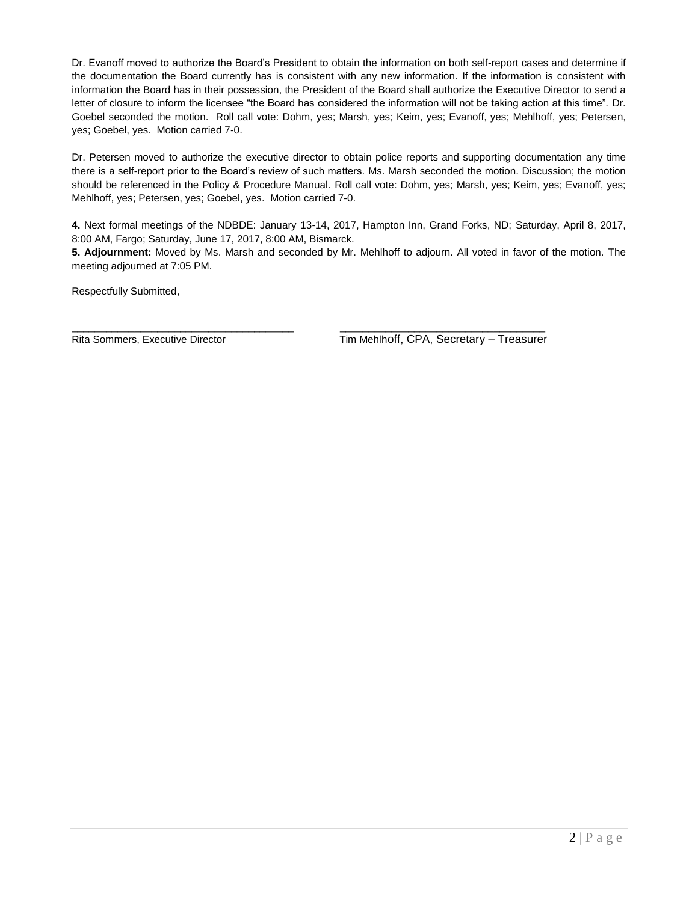Dr. Evanoff moved to authorize the Board's President to obtain the information on both self-report cases and determine if the documentation the Board currently has is consistent with any new information. If the information is consistent with information the Board has in their possession, the President of the Board shall authorize the Executive Director to send a letter of closure to inform the licensee "the Board has considered the information will not be taking action at this time". Dr. Goebel seconded the motion. Roll call vote: Dohm, yes; Marsh, yes; Keim, yes; Evanoff, yes; Mehlhoff, yes; Petersen, yes; Goebel, yes. Motion carried 7-0.

Dr. Petersen moved to authorize the executive director to obtain police reports and supporting documentation any time there is a self-report prior to the Board's review of such matters. Ms. Marsh seconded the motion. Discussion; the motion should be referenced in the Policy & Procedure Manual. Roll call vote: Dohm, yes; Marsh, yes; Keim, yes; Evanoff, yes; Mehlhoff, yes; Petersen, yes; Goebel, yes. Motion carried 7-0.

**4.** Next formal meetings of the NDBDE: January 13-14, 2017, Hampton Inn, Grand Forks, ND; Saturday, April 8, 2017, 8:00 AM, Fargo; Saturday, June 17, 2017, 8:00 AM, Bismarck.

**5. Adjournment:** Moved by Ms. Marsh and seconded by Mr. Mehlhoff to adjourn. All voted in favor of the motion. The meeting adjourned at 7:05 PM.

Respectfully Submitted,

______________________________________ ___________________________________

Rita Sommers, Executive Director Tim Mehlhoff, CPA, Secretary – Treasurer